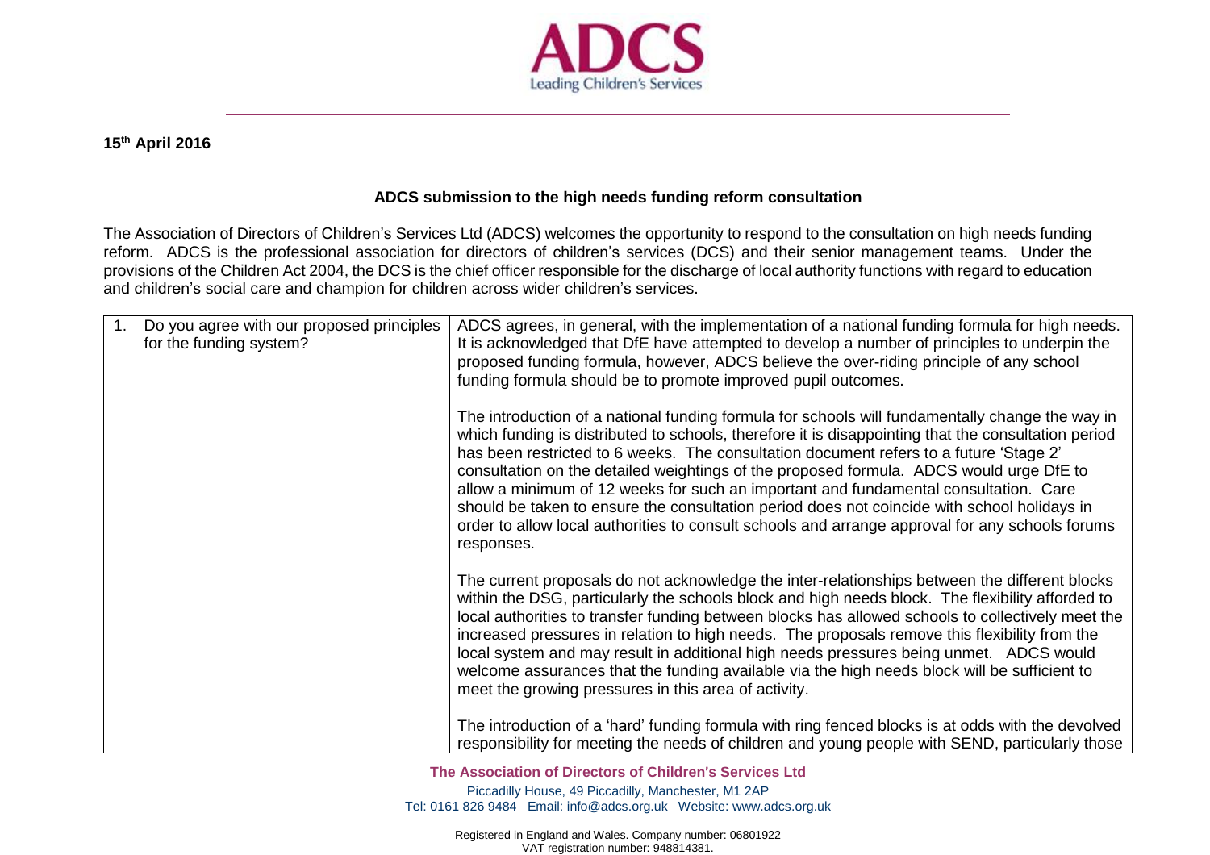**15th April 2016**

**ADCS submission to the high needs funding reform consultation**

The Association of Directors of Children's Services Ltd (ADCS) welcomes the opportunity to respond to the consultation on high needs funding reform. ADCS is the professional association for directors of children's services (DCS) and their senior management teams. Under the provisions of the Children Act 2004, the DCS is the chief officer responsible for the discharge of local authority functions with regard to education and children's social care and champion for children across wider children's services.

| | |
|---|---|
| 1. Do you agree with our proposed principles for the funding system? | ADCS agrees, in general, with the implementation of a national funding formula for high needs. It is acknowledged that DfE have attempted to develop a number of principles to underpin the proposed funding formula, however, ADCS believe the over-riding principle of any school funding formula should be to promote improved pupil outcomes.<br><br>The introduction of a national funding formula for schools will fundamentally change the way in which funding is distributed to schools, therefore it is disappointing that the consultation period has been restricted to 6 weeks. The consultation document refers to a future 'Stage 2' consultation on the detailed weightings of the proposed formula. ADCS would urge DfE to allow a minimum of 12 weeks for such an important and fundamental consultation. Care should be taken to ensure the consultation period does not coincide with school holidays in order to allow local authorities to consult schools and arrange approval for any schools forums responses.<br><br>The current proposals do not acknowledge the inter-relationships between the different blocks within the DSG, particularly the schools block and high needs block. The flexibility afforded to local authorities to transfer funding between blocks has allowed schools to collectively meet the increased pressures in relation to high needs. The proposals remove this flexibility from the local system and may result in additional high needs pressures being unmet. ADCS would welcome assurances that the funding available via the high needs block will be sufficient to meet the growing pressures in this area of activity.<br><br>The introduction of a 'hard' funding formula with ring fenced blocks is at odds with the devolved responsibility for meeting the needs of children and young people with SEND, particularly those |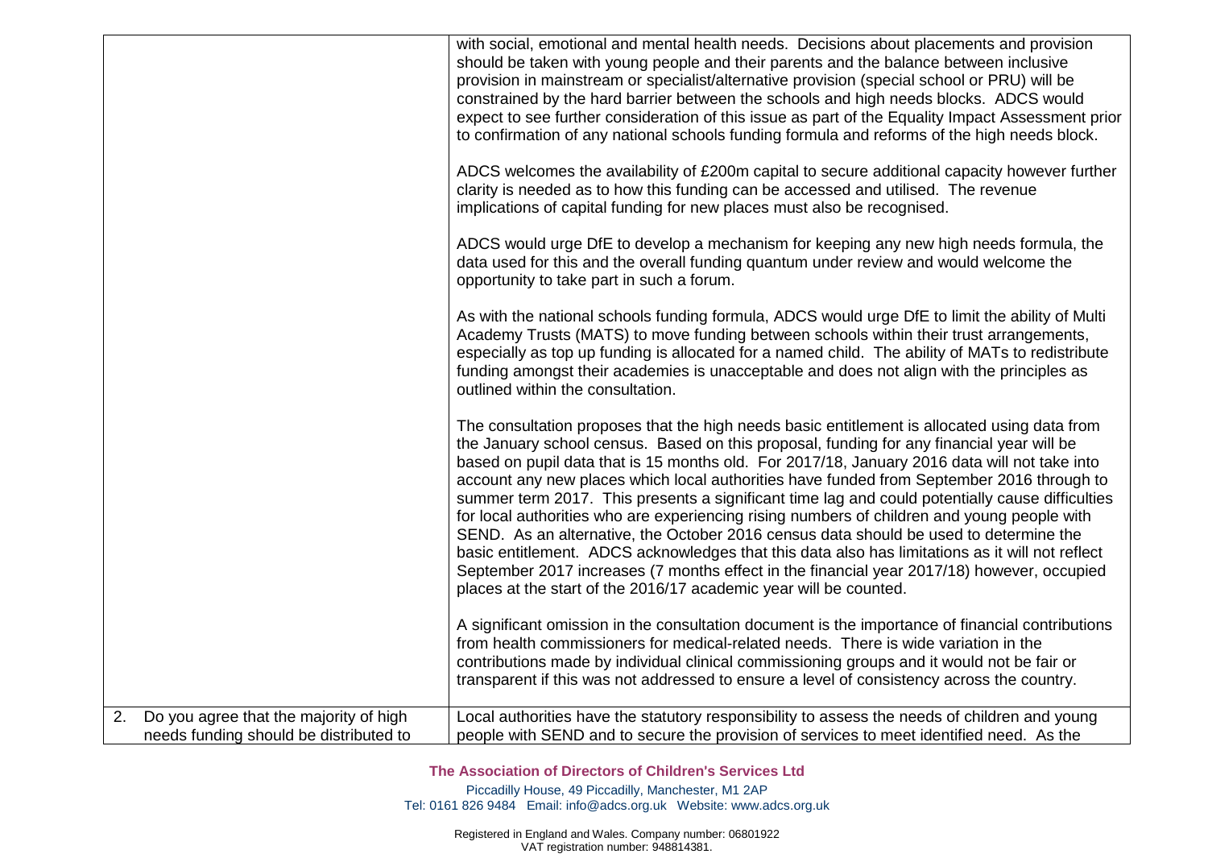|  |  |
| --- | --- |
|  | with social, emotional and mental health needs. Decisions about placements and provision should be taken with young people and their parents and the balance between inclusive provision in mainstream or specialist/alternative provision (special school or PRU) will be constrained by the hard barrier between the schools and high needs blocks. ADCS would expect to see further consideration of this issue as part of the Equality Impact Assessment prior to confirmation of any national schools funding formula and reforms of the high needs block.<br><br>ADCS welcomes the availability of £200m capital to secure additional capacity however further clarity is needed as to how this funding can be accessed and utilised. The revenue implications of capital funding for new places must also be recognised.<br><br>ADCS would urge DfE to develop a mechanism for keeping any new high needs formula, the data used for this and the overall funding quantum under review and would welcome the opportunity to take part in such a forum.<br><br>As with the national schools funding formula, ADCS would urge DfE to limit the ability of Multi Academy Trusts (MATS) to move funding between schools within their trust arrangements, especially as top up funding is allocated for a named child. The ability of MATs to redistribute funding amongst their academies is unacceptable and does not align with the principles as outlined within the consultation.<br><br>The consultation proposes that the high needs basic entitlement is allocated using data from the January school census. Based on this proposal, funding for any financial year will be based on pupil data that is 15 months old. For 2017/18, January 2016 data will not take into account any new places which local authorities have funded from September 2016 through to summer term 2017. This presents a significant time lag and could potentially cause difficulties for local authorities who are experiencing rising numbers of children and young people with SEND. As an alternative, the October 2016 census data should be used to determine the basic entitlement. ADCS acknowledges that this data also has limitations as it will not reflect September 2017 increases (7 months effect in the financial year 2017/18) however, occupied places at the start of the 2016/17 academic year will be counted.<br><br>A significant omission in the consultation document is the importance of financial contributions from health commissioners for medical-related needs. There is wide variation in the contributions made by individual clinical commissioning groups and it would not be fair or transparent if this was not addressed to ensure a level of consistency across the country. |
| 2. Do you agree that the majority of high needs funding should be distributed to | Local authorities have the statutory responsibility to assess the needs of children and young people with SEND and to secure the provision of services to meet identified need. As the |

**The Association of Directors of Children's Services Ltd**
Piccadilly House, 49 Piccadilly, Manchester, M1 2AP
Tel: 0161 826 9484 Email: info@adcs.org.uk Website: www.adcs.org.uk

Registered in England and Wales. Company number: 06801922
VAT registration number: 948814381.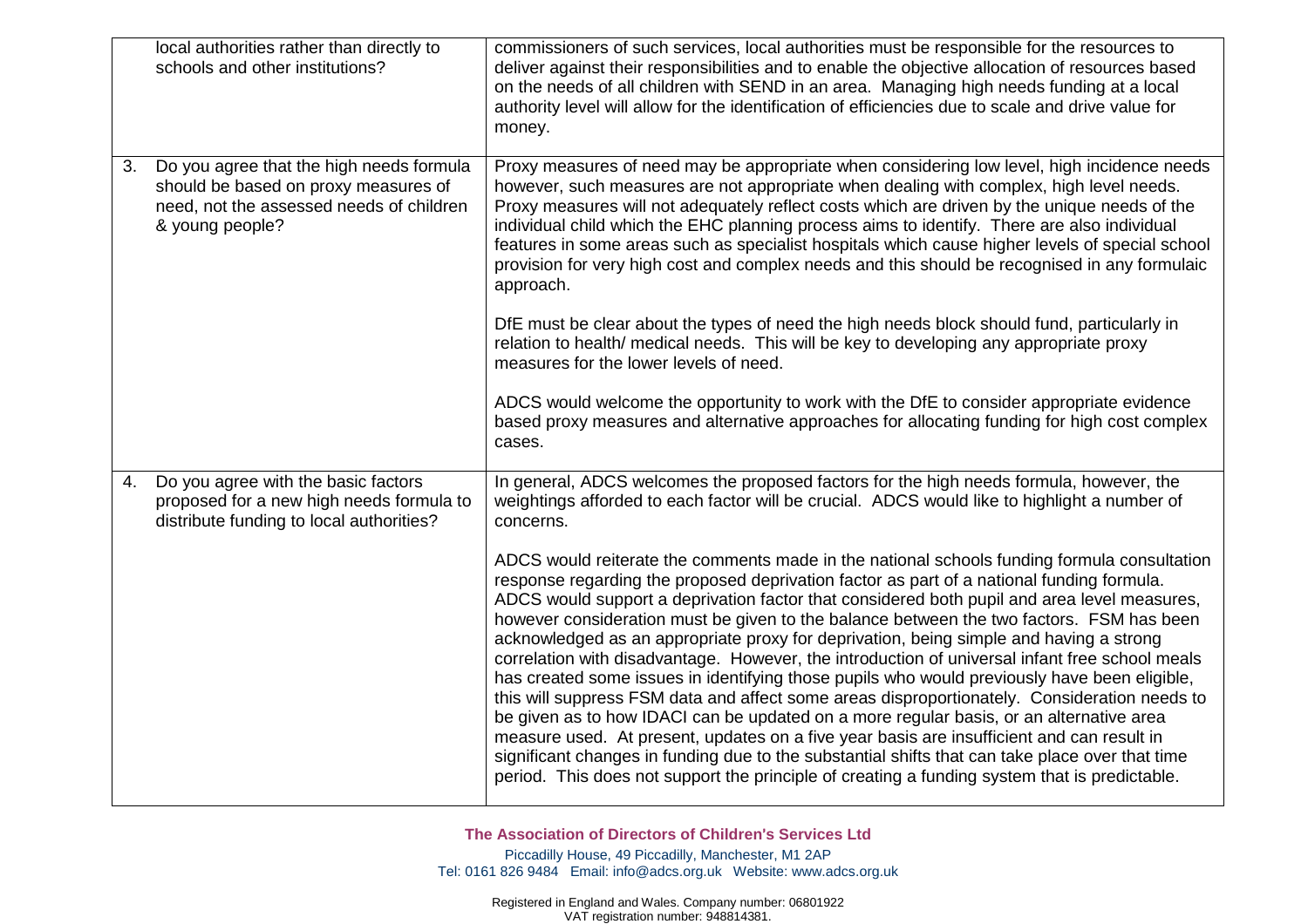| | |
|---|---|
| local authorities rather than directly to schools and other institutions? | commissioners of such services, local authorities must be responsible for the resources to deliver against their responsibilities and to enable the objective allocation of resources based on the needs of all children with SEND in an area. Managing high needs funding at a local authority level will allow for the identification of efficiencies due to scale and drive value for money. |
| 3. Do you agree that the high needs formula should be based on proxy measures of need, not the assessed needs of children & young people? | Proxy measures of need may be appropriate when considering low level, high incidence needs however, such measures are not appropriate when dealing with complex, high level needs. Proxy measures will not adequately reflect costs which are driven by the unique needs of the individual child which the EHC planning process aims to identify. There are also individual features in some areas such as specialist hospitals which cause higher levels of special school provision for very high cost and complex needs and this should be recognised in any formulaic approach.<br><br>DfE must be clear about the types of need the high needs block should fund, particularly in relation to health/ medical needs. This will be key to developing any appropriate proxy measures for the lower levels of need.<br><br>ADCS would welcome the opportunity to work with the DfE to consider appropriate evidence based proxy measures and alternative approaches for allocating funding for high cost complex cases. |
| 4. Do you agree with the basic factors proposed for a new high needs formula to distribute funding to local authorities? | In general, ADCS welcomes the proposed factors for the high needs formula, however, the weightings afforded to each factor will be crucial. ADCS would like to highlight a number of concerns.<br><br>ADCS would reiterate the comments made in the national schools funding formula consultation response regarding the proposed deprivation factor as part of a national funding formula. ADCS would support a deprivation factor that considered both pupil and area level measures, however consideration must be given to the balance between the two factors. FSM has been acknowledged as an appropriate proxy for deprivation, being simple and having a strong correlation with disadvantage. However, the introduction of universal infant free school meals has created some issues in identifying those pupils who would previously have been eligible, this will suppress FSM data and affect some areas disproportionately. Consideration needs to be given as to how IDACI can be updated on a more regular basis, or an alternative area measure used. At present, updates on a five year basis are insufficient and can result in significant changes in funding due to the substantial shifts that can take place over that time period. This does not support the principle of creating a funding system that is predictable. |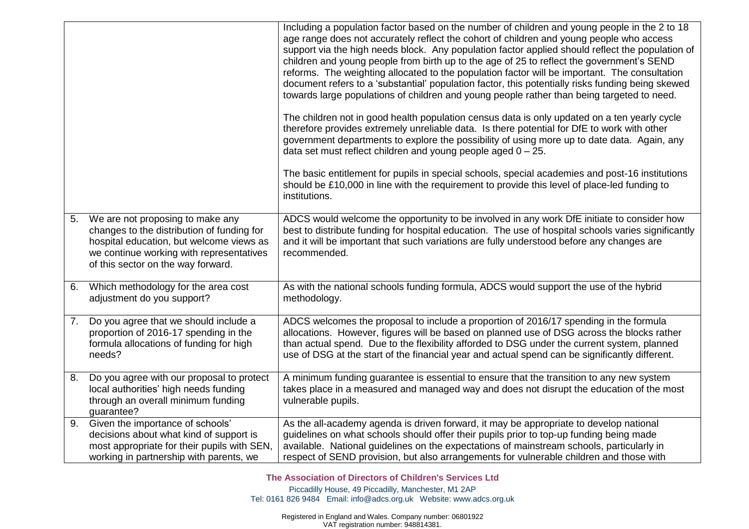| | |
|---|---|
| | Including a population factor based on the number of children and young people in the 2 to 18 age range does not accurately reflect the cohort of children and young people who access support via the high needs block. Any population factor applied should reflect the population of children and young people from birth up to the age of 25 to reflect the government's SEND reforms. The weighting allocated to the population factor will be important. The consultation document refers to a 'substantial' population factor, this potentially risks funding being skewed towards large populations of children and young people rather than being targeted to need.<br><br>The children not in good health population census data is only updated on a ten yearly cycle therefore provides extremely unreliable data. Is there potential for DfE to work with other government departments to explore the possibility of using more up to date data. Again, any data set must reflect children and young people aged 0 – 25.<br><br>The basic entitlement for pupils in special schools, special academies and post-16 institutions should be £10,000 in line with the requirement to provide this level of place-led funding to institutions. |
| 5. We are not proposing to make any changes to the distribution of funding for hospital education, but welcome views as we continue working with representatives of this sector on the way forward. | ADCS would welcome the opportunity to be involved in any work DfE initiate to consider how best to distribute funding for hospital education. The use of hospital schools varies significantly and it will be important that such variations are fully understood before any changes are recommended. |
| 6. Which methodology for the area cost adjustment do you support? | As with the national schools funding formula, ADCS would support the use of the hybrid methodology. |
| 7. Do you agree that we should include a proportion of 2016-17 spending in the formula allocations of funding for high needs? | ADCS welcomes the proposal to include a proportion of 2016/17 spending in the formula allocations. However, figures will be based on planned use of DSG across the blocks rather than actual spend. Due to the flexibility afforded to DSG under the current system, planned use of DSG at the start of the financial year and actual spend can be significantly different. |
| 8. Do you agree with our proposal to protect local authorities' high needs funding through an overall minimum funding guarantee? | A minimum funding guarantee is essential to ensure that the transition to any new system takes place in a measured and managed way and does not disrupt the education of the most vulnerable pupils. |
| 9. Given the importance of schools' decisions about what kind of support is most appropriate for their pupils with SEN, working in partnership with parents, we | As the all-academy agenda is driven forward, it may be appropriate to develop national guidelines on what schools should offer their pupils prior to top-up funding being made available. National guidelines on the expectations of mainstream schools, particularly in respect of SEND provision, but also arrangements for vulnerable children and those with |

**The Association of Directors of Children's Services Ltd**

Piccadilly House, 49 Piccadilly, Manchester, M1 2AP
Tel: 0161 826 9484 Email: info@adcs.org.uk Website: www.adcs.org.uk

Registered in England and Wales. Company number: 06801922
VAT registration number: 948814381.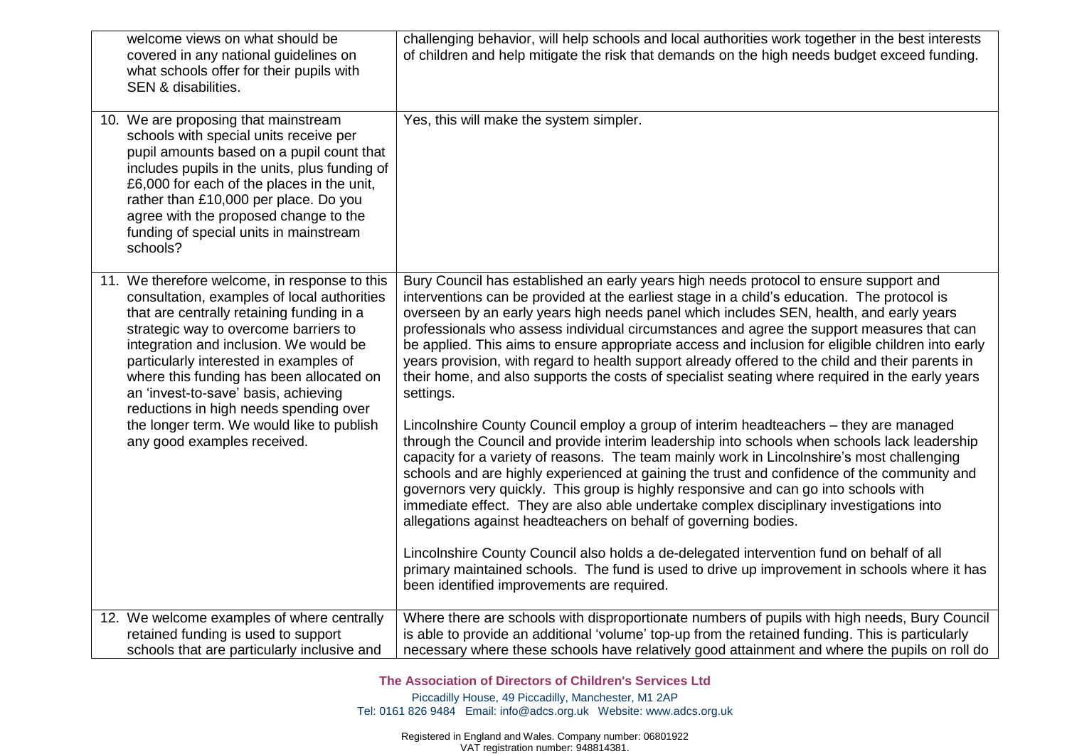| | |
|---|---|
| welcome views on what should be covered in any national guidelines on what schools offer for their pupils with SEN & disabilities. | challenging behavior, will help schools and local authorities work together in the best interests of children and help mitigate the risk that demands on the high needs budget exceed funding. |
| 10. We are proposing that mainstream schools with special units receive per pupil amounts based on a pupil count that includes pupils in the units, plus funding of £6,000 for each of the places in the unit, rather than £10,000 per place. Do you agree with the proposed change to the funding of special units in mainstream schools? | Yes, this will make the system simpler. |
| 11. We therefore welcome, in response to this consultation, examples of local authorities that are centrally retaining funding in a strategic way to overcome barriers to integration and inclusion. We would be particularly interested in examples of where this funding has been allocated on an 'invest-to-save' basis, achieving reductions in high needs spending over the longer term. We would like to publish any good examples received. | Bury Council has established an early years high needs protocol to ensure support and interventions can be provided at the earliest stage in a child's education. The protocol is overseen by an early years high needs panel which includes SEN, health, and early years professionals who assess individual circumstances and agree the support measures that can be applied. This aims to ensure appropriate access and inclusion for eligible children into early years provision, with regard to health support already offered to the child and their parents in their home, and also supports the costs of specialist seating where required in the early years settings.<br><br>Lincolnshire County Council employ a group of interim headteachers – they are managed through the Council and provide interim leadership into schools when schools lack leadership capacity for a variety of reasons. The team mainly work in Lincolnshire's most challenging schools and are highly experienced at gaining the trust and confidence of the community and governors very quickly. This group is highly responsive and can go into schools with immediate effect. They are also able undertake complex disciplinary investigations into allegations against headteachers on behalf of governing bodies.<br><br>Lincolnshire County Council also holds a de-delegated intervention fund on behalf of all primary maintained schools. The fund is used to drive up improvement in schools where it has been identified improvements are required. |
| 12. We welcome examples of where centrally retained funding is used to support schools that are particularly inclusive and | Where there are schools with disproportionate numbers of pupils with high needs, Bury Council is able to provide an additional 'volume' top-up from the retained funding. This is particularly necessary where these schools have relatively good attainment and where the pupils on roll do |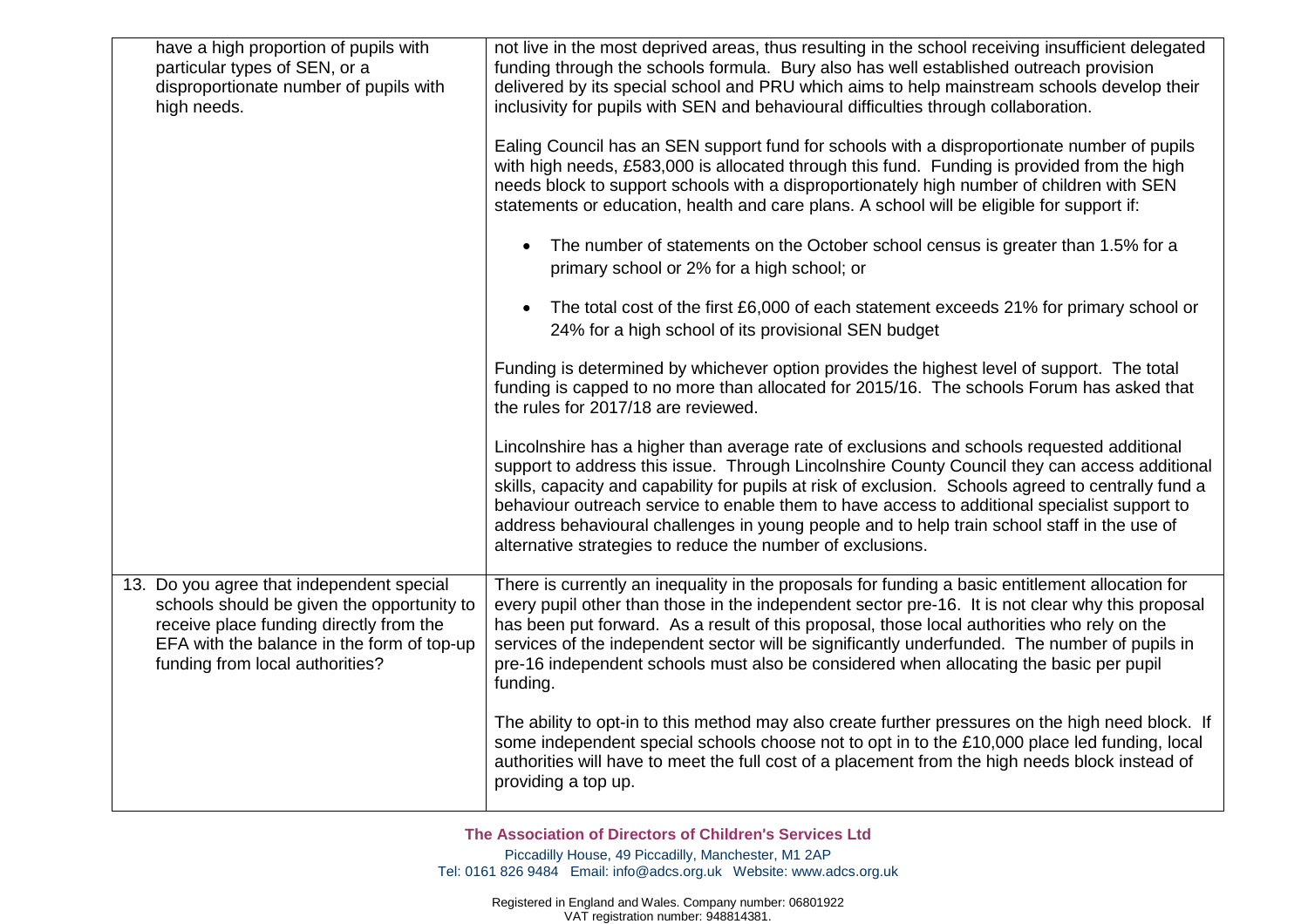| | |
|---|---|
| have a high proportion of pupils with particular types of SEN, or a disproportionate number of pupils with high needs. | not live in the most deprived areas, thus resulting in the school receiving insufficient delegated funding through the schools formula. Bury also has well established outreach provision delivered by its special school and PRU which aims to help mainstream schools develop their inclusivity for pupils with SEN and behavioural difficulties through collaboration.<br><br>Ealing Council has an SEN support fund for schools with a disproportionate number of pupils with high needs, £583,000 is allocated through this fund. Funding is provided from the high needs block to support schools with a disproportionately high number of children with SEN statements or education, health and care plans. A school will be eligible for support if:<br><br>• The number of statements on the October school census is greater than 1.5% for a primary school or 2% for a high school; or<br><br>• The total cost of the first £6,000 of each statement exceeds 21% for primary school or 24% for a high school of its provisional SEN budget<br><br>Funding is determined by whichever option provides the highest level of support. The total funding is capped to no more than allocated for 2015/16. The schools Forum has asked that the rules for 2017/18 are reviewed.<br><br>Lincolnshire has a higher than average rate of exclusions and schools requested additional support to address this issue. Through Lincolnshire County Council they can access additional skills, capacity and capability for pupils at risk of exclusion. Schools agreed to centrally fund a behaviour outreach service to enable them to have access to additional specialist support to address behavioural challenges in young people and to help train school staff in the use of alternative strategies to reduce the number of exclusions. |
| 13. Do you agree that independent special schools should be given the opportunity to receive place funding directly from the EFA with the balance in the form of top-up funding from local authorities? | There is currently an inequality in the proposals for funding a basic entitlement allocation for every pupil other than those in the independent sector pre-16. It is not clear why this proposal has been put forward. As a result of this proposal, those local authorities who rely on the services of the independent sector will be significantly underfunded. The number of pupils in pre-16 independent schools must also be considered when allocating the basic per pupil funding.<br><br>The ability to opt-in to this method may also create further pressures on the high need block. If some independent special schools choose not to opt in to the £10,000 place led funding, local authorities will have to meet the full cost of a placement from the high needs block instead of providing a top up. |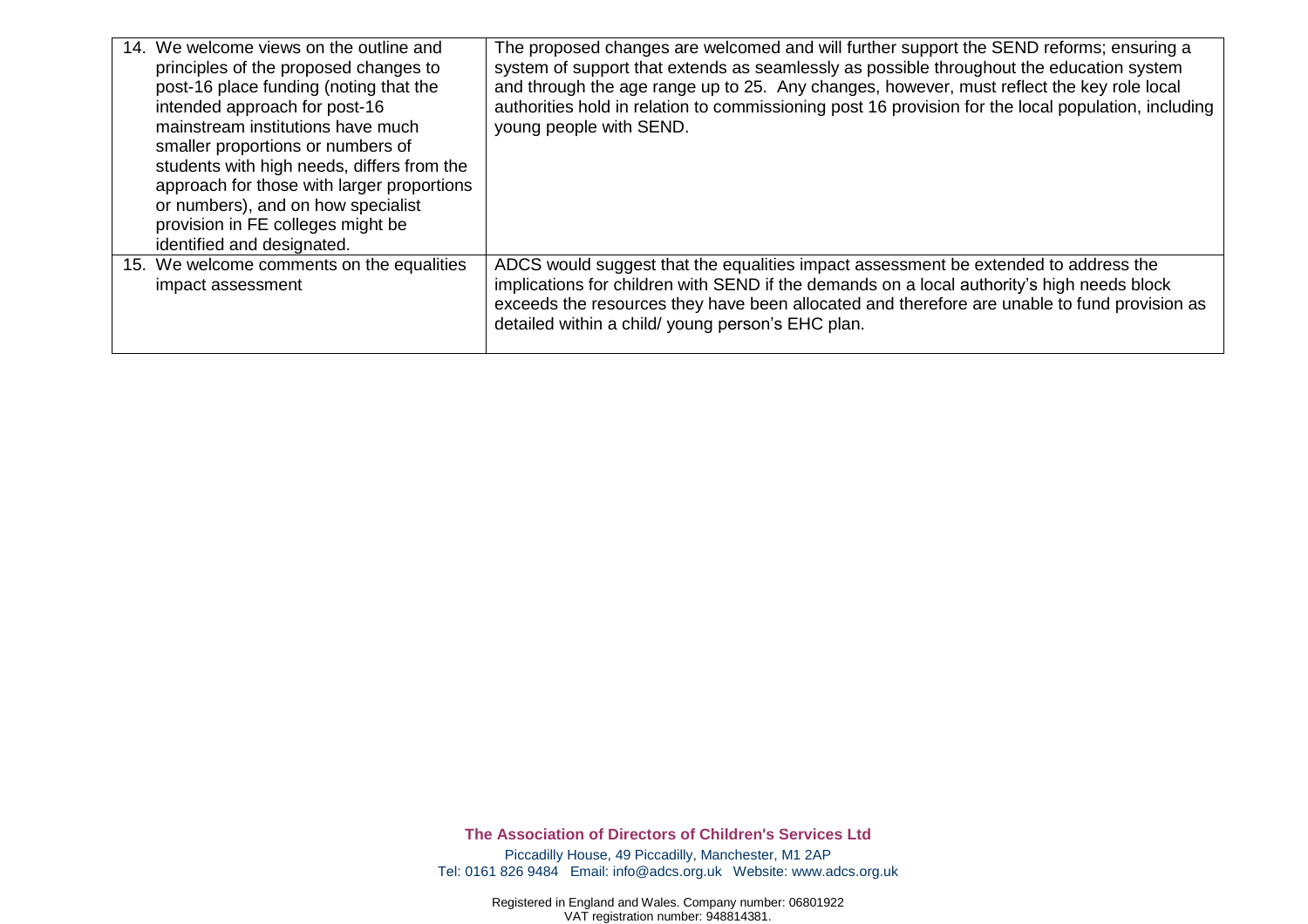| | |
|---|---|
| 14. We welcome views on the outline and principles of the proposed changes to post-16 place funding (noting that the intended approach for post-16 mainstream institutions have much smaller proportions or numbers of students with high needs, differs from the approach for those with larger proportions or numbers), and on how specialist provision in FE colleges might be identified and designated. | The proposed changes are welcomed and will further support the SEND reforms; ensuring a system of support that extends as seamlessly as possible throughout the education system and through the age range up to 25. Any changes, however, must reflect the key role local authorities hold in relation to commissioning post 16 provision for the local population, including young people with SEND. |
| 15. We welcome comments on the equalities impact assessment | ADCS would suggest that the equalities impact assessment be extended to address the implications for children with SEND if the demands on a local authority's high needs block exceeds the resources they have been allocated and therefore are unable to fund provision as detailed within a child/ young person's EHC plan. |

**The Association of Directors of Children's Services Ltd**

Piccadilly House, 49 Piccadilly, Manchester, M1 2AP
Tel: 0161 826 9484 Email: info@adcs.org.uk Website: www.adcs.org.uk

Registered in England and Wales. Company number: 06801922
VAT registration number: 948814381.